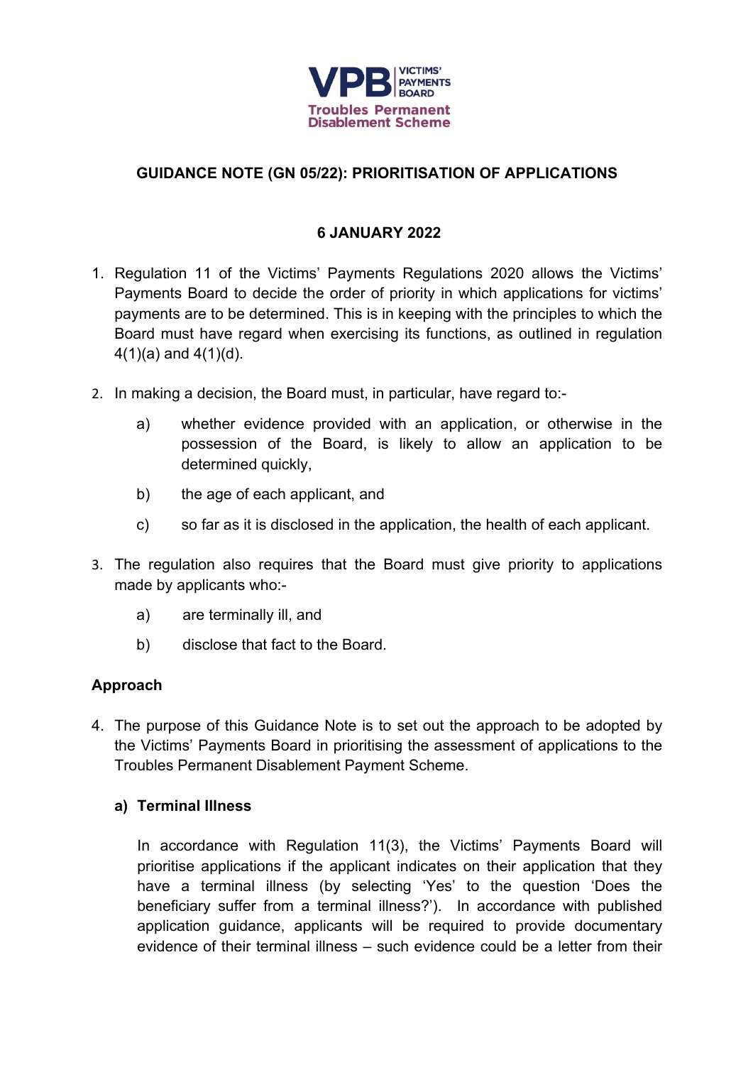VPB VICTIMS' PAYMENTS BOARD

Troubles Permanent Disablement Scheme

## GUIDANCE NOTE (GN 05/22): PRIORITISATION OF APPLICATIONS

**6 JANUARY 2022**

1. Regulation 11 of the Victims' Payments Regulations 2020 allows the Victims' Payments Board to decide the order of priority in which applications for victims' payments are to be determined. This is in keeping with the principles to which the Board must have regard when exercising its functions, as outlined in regulation 4(1)(a) and 4(1)(d).

2. In making a decision, the Board must, in particular, have regard to:-

   a) whether evidence provided with an application, or otherwise in the possession of the Board, is likely to allow an application to be determined quickly,

   b) the age of each applicant, and

   c) so far as it is disclosed in the application, the health of each applicant.

3. The regulation also requires that the Board must give priority to applications made by applicants who:-

   a) are terminally ill, and

   b) disclose that fact to the Board.

### Approach

4. The purpose of this Guidance Note is to set out the approach to be adopted by the Victims' Payments Board in prioritising the assessment of applications to the Troubles Permanent Disablement Payment Scheme.

   **a) Terminal Illness**

   In accordance with Regulation 11(3), the Victims' Payments Board will prioritise applications if the applicant indicates on their application that they have a terminal illness (by selecting 'Yes' to the question 'Does the beneficiary suffer from a terminal illness?'). In accordance with published application guidance, applicants will be required to provide documentary evidence of their terminal illness – such evidence could be a letter from their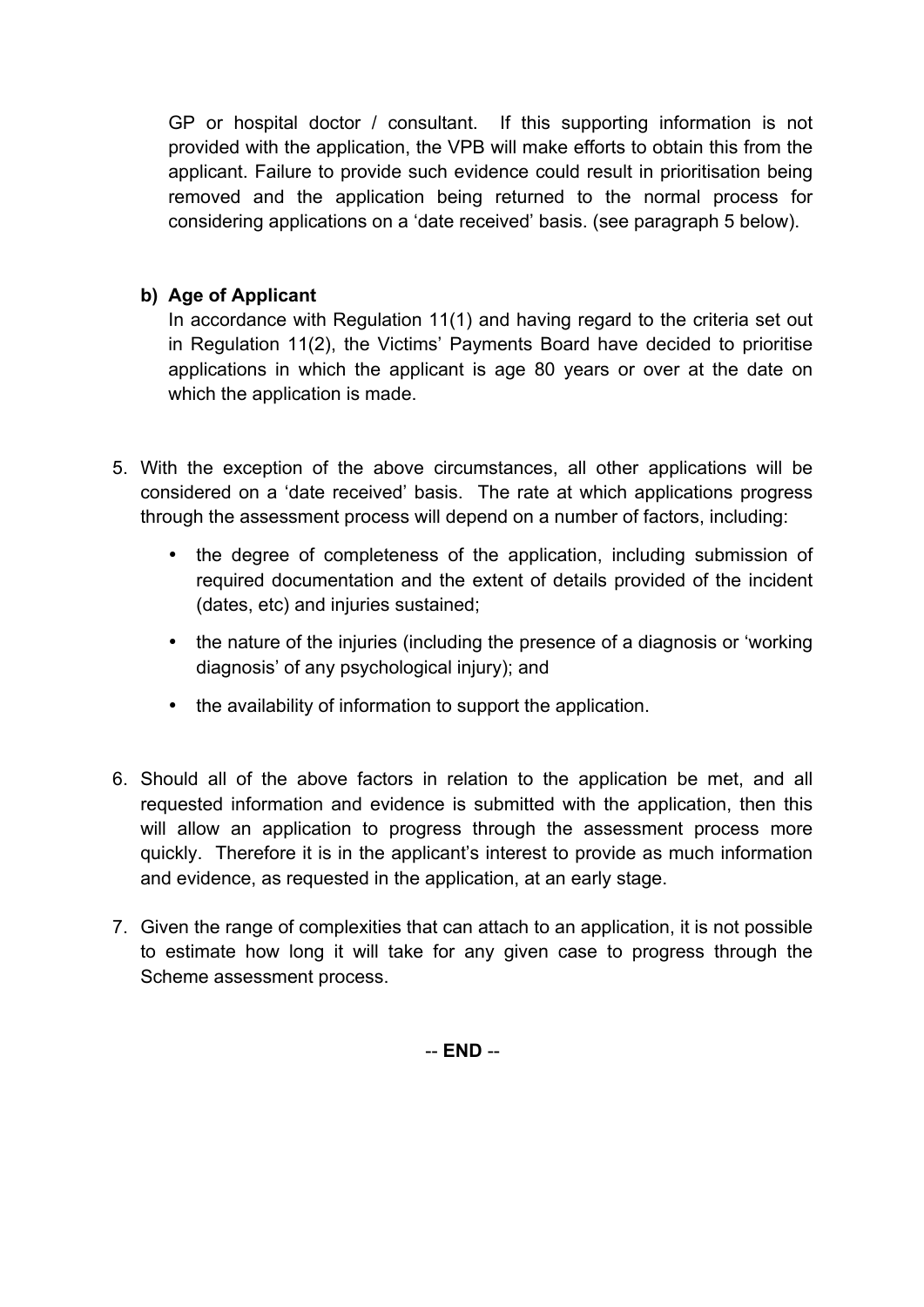GP or hospital doctor / consultant. If this supporting information is not provided with the application, the VPB will make efforts to obtain this from the applicant. Failure to provide such evidence could result in prioritisation being removed and the application being returned to the normal process for considering applications on a 'date received' basis. (see paragraph 5 below).

**b) Age of Applicant**

In accordance with Regulation 11(1) and having regard to the criteria set out in Regulation 11(2), the Victims' Payments Board have decided to prioritise applications in which the applicant is age 80 years or over at the date on which the application is made.

5. With the exception of the above circumstances, all other applications will be considered on a 'date received' basis. The rate at which applications progress through the assessment process will depend on a number of factors, including:

   - the degree of completeness of the application, including submission of required documentation and the extent of details provided of the incident (dates, etc) and injuries sustained;
   - the nature of the injuries (including the presence of a diagnosis or 'working diagnosis' of any psychological injury); and
   - the availability of information to support the application.

6. Should all of the above factors in relation to the application be met, and all requested information and evidence is submitted with the application, then this will allow an application to progress through the assessment process more quickly. Therefore it is in the applicant's interest to provide as much information and evidence, as requested in the application, at an early stage.

7. Given the range of complexities that can attach to an application, it is not possible to estimate how long it will take for any given case to progress through the Scheme assessment process.

-- **END** --